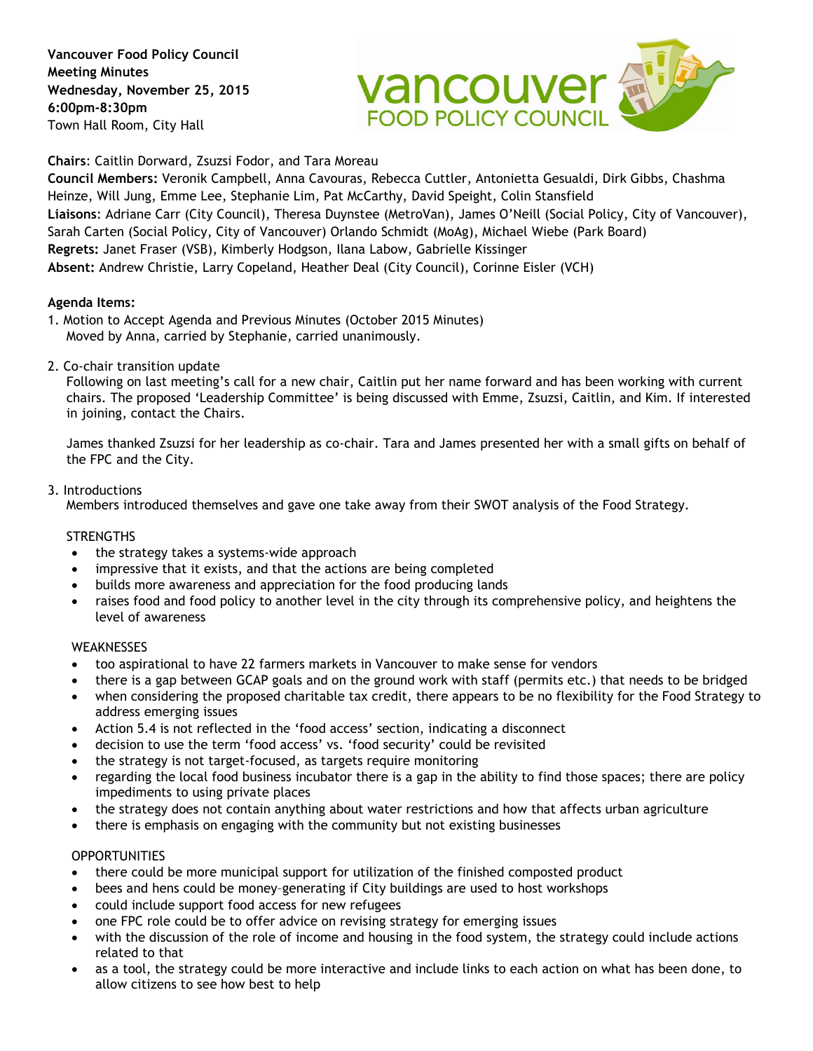**Vancouver Food Policy Council**
**Meeting Minutes**
**Wednesday, November 25, 2015**
**6:00pm-8:30pm**
Town Hall Room, City Hall

**Chairs**: Caitlin Dorward, Zsuzsi Fodor, and Tara Moreau
**Council Members:** Veronik Campbell, Anna Cavouras, Rebecca Cuttler, Antonietta Gesualdi, Dirk Gibbs, Chashma Heinze, Will Jung, Emme Lee, Stephanie Lim, Pat McCarthy, David Speight, Colin Stansfield
**Liaisons**: Adriane Carr (City Council), Theresa Duynstee (MetroVan), James O'Neill (Social Policy, City of Vancouver), Sarah Carten (Social Policy, City of Vancouver) Orlando Schmidt (MoAg), Michael Wiebe (Park Board)
**Regrets:** Janet Fraser (VSB), Kimberly Hodgson, Ilana Labow, Gabrielle Kissinger
**Absent:** Andrew Christie, Larry Copeland, Heather Deal (City Council), Corinne Eisler (VCH)

**Agenda Items:**

1. Motion to Accept Agenda and Previous Minutes (October 2015 Minutes)
   Moved by Anna, carried by Stephanie, carried unanimously.

2. Co-chair transition update
   Following on last meeting's call for a new chair, Caitlin put her name forward and has been working with current chairs. The proposed 'Leadership Committee' is being discussed with Emme, Zsuzsi, Caitlin, and Kim. If interested in joining, contact the Chairs.

   James thanked Zsuzsi for her leadership as co-chair. Tara and James presented her with a small gifts on behalf of the FPC and the City.

3. Introductions
   Members introduced themselves and gave one take away from their SWOT analysis of the Food Strategy.

   STRENGTHS
   - the strategy takes a systems-wide approach
   - impressive that it exists, and that the actions are being completed
   - builds more awareness and appreciation for the food producing lands
   - raises food and food policy to another level in the city through its comprehensive policy, and heightens the level of awareness

   WEAKNESSES
   - too aspirational to have 22 farmers markets in Vancouver to make sense for vendors
   - there is a gap between GCAP goals and on the ground work with staff (permits etc.) that needs to be bridged
   - when considering the proposed charitable tax credit, there appears to be no flexibility for the Food Strategy to address emerging issues
   - Action 5.4 is not reflected in the 'food access' section, indicating a disconnect
   - decision to use the term 'food access' vs. 'food security' could be revisited
   - the strategy is not target-focused, as targets require monitoring
   - regarding the local food business incubator there is a gap in the ability to find those spaces; there are policy impediments to using private places
   - the strategy does not contain anything about water restrictions and how that affects urban agriculture
   - there is emphasis on engaging with the community but not existing businesses

   OPPORTUNITIES
   - there could be more municipal support for utilization of the finished composted product
   - bees and hens could be money-generating if City buildings are used to host workshops
   - could include support food access for new refugees
   - one FPC role could be to offer advice on revising strategy for emerging issues
   - with the discussion of the role of income and housing in the food system, the strategy could include actions related to that
   - as a tool, the strategy could be more interactive and include links to each action on what has been done, to allow citizens to see how best to help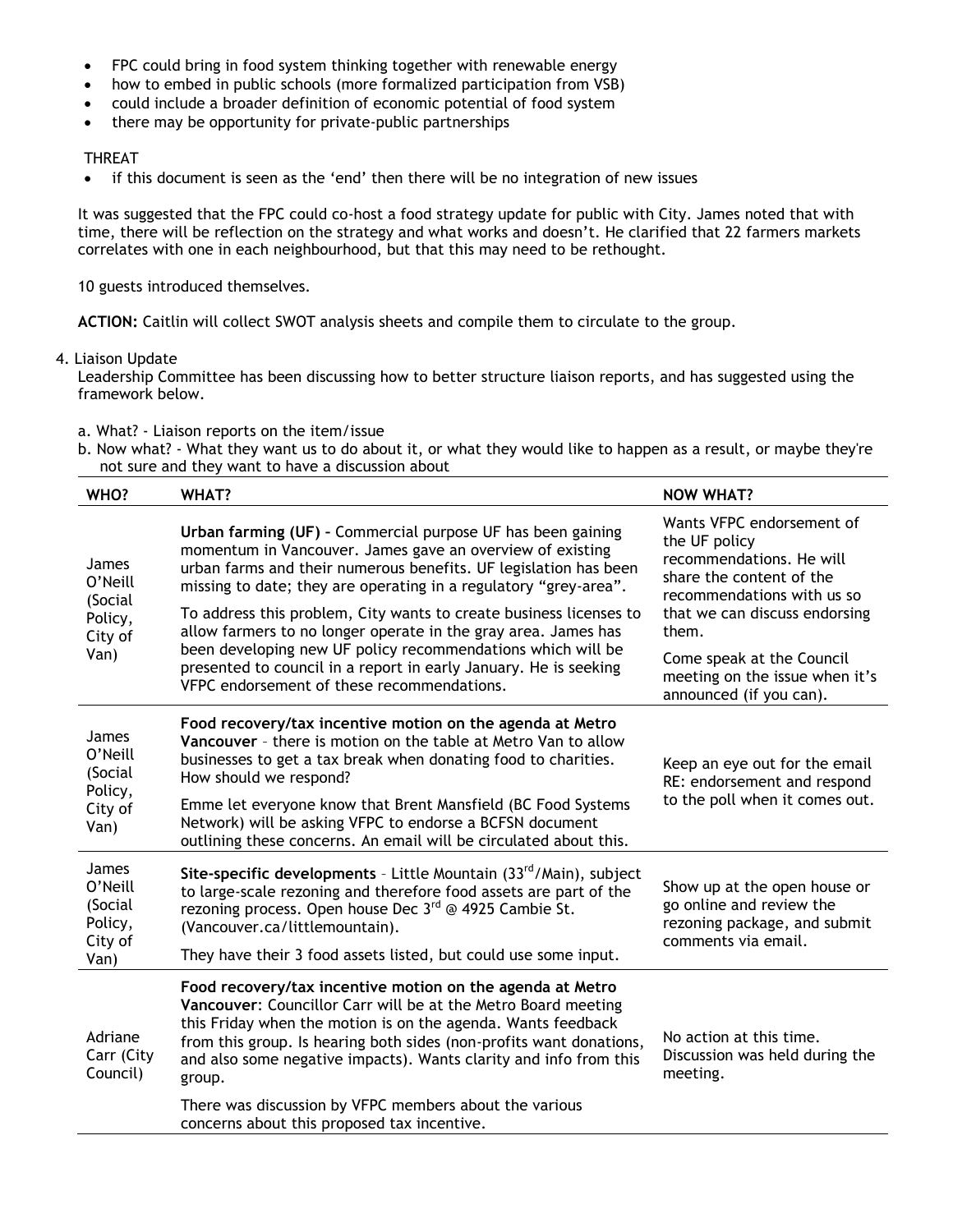- FPC could bring in food system thinking together with renewable energy
- how to embed in public schools (more formalized participation from VSB)
- could include a broader definition of economic potential of food system
- there may be opportunity for private-public partnerships

THREAT

- if this document is seen as the 'end' then there will be no integration of new issues

It was suggested that the FPC could co-host a food strategy update for public with City. James noted that with time, there will be reflection on the strategy and what works and doesn't. He clarified that 22 farmers markets correlates with one in each neighbourhood, but that this may need to be rethought.

10 guests introduced themselves.

**ACTION:** Caitlin will collect SWOT analysis sheets and compile them to circulate to the group.

4. Liaison Update

Leadership Committee has been discussing how to better structure liaison reports, and has suggested using the framework below.

a. What? - Liaison reports on the item/issue
b. Now what? - What they want us to do about it, or what they would like to happen as a result, or maybe they're not sure and they want to have a discussion about

| WHO? | WHAT? | NOW WHAT? |
|---|---|---|
| James O'Neill (Social Policy, City of Van) | **Urban farming (UF) –** Commercial purpose UF has been gaining momentum in Vancouver. James gave an overview of existing urban farms and their numerous benefits. UF legislation has been missing to date; they are operating in a regulatory "grey-area".<br><br>To address this problem, City wants to create business licenses to allow farmers to no longer operate in the gray area. James has been developing new UF policy recommendations which will be presented to council in a report in early January. He is seeking VFPC endorsement of these recommendations. | Wants VFPC endorsement of the UF policy recommendations. He will share the content of the recommendations with us so that we can discuss endorsing them.<br><br>Come speak at the Council meeting on the issue when it's announced (if you can). |
| James O'Neill (Social Policy, City of Van) | **Food recovery/tax incentive motion on the agenda at Metro Vancouver** – there is motion on the table at Metro Van to allow businesses to get a tax break when donating food to charities. How should we respond?<br><br>Emme let everyone know that Brent Mansfield (BC Food Systems Network) will be asking VFPC to endorse a BCFSN document outlining these concerns. An email will be circulated about this. | Keep an eye out for the email RE: endorsement and respond to the poll when it comes out. |
| James O'Neill (Social Policy, City of Van) | **Site-specific developments** – Little Mountain (33rd/Main), subject to large-scale rezoning and therefore food assets are part of the rezoning process. Open house Dec 3rd @ 4925 Cambie St. (Vancouver.ca/littlemountain).<br><br>They have their 3 food assets listed, but could use some input. | Show up at the open house or go online and review the rezoning package, and submit comments via email. |
| Adriane Carr (City Council) | **Food recovery/tax incentive motion on the agenda at Metro Vancouver**: Councillor Carr will be at the Metro Board meeting this Friday when the motion is on the agenda. Wants feedback from this group. Is hearing both sides (non-profits want donations, and also some negative impacts). Wants clarity and info from this group.<br><br>There was discussion by VFPC members about the various concerns about this proposed tax incentive. | No action at this time. Discussion was held during the meeting. |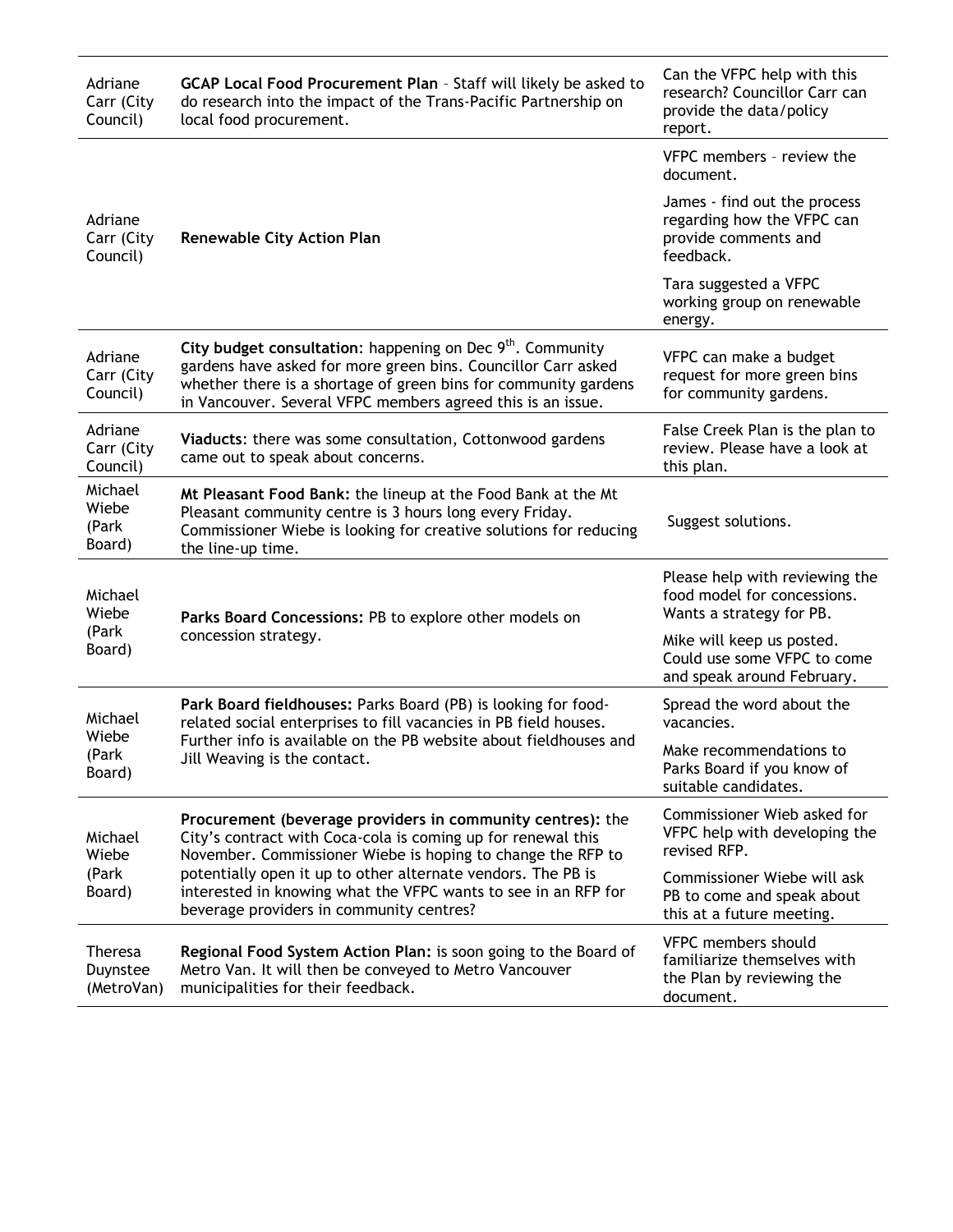| | | |
|---|---|---|
| Adriane Carr (City Council) | **GCAP Local Food Procurement Plan** – Staff will likely be asked to do research into the impact of the Trans-Pacific Partnership on local food procurement. | Can the VFPC help with this research? Councillor Carr can provide the data/policy report. |
| Adriane Carr (City Council) | **Renewable City Action Plan** | VFPC members – review the document.<br><br>James - find out the process regarding how the VFPC can provide comments and feedback.<br><br>Tara suggested a VFPC working group on renewable energy. |
| Adriane Carr (City Council) | **City budget consultation**: happening on Dec 9th. Community gardens have asked for more green bins. Councillor Carr asked whether there is a shortage of green bins for community gardens in Vancouver. Several VFPC members agreed this is an issue. | VFPC can make a budget request for more green bins for community gardens. |
| Adriane Carr (City Council) | **Viaducts**: there was some consultation, Cottonwood gardens came out to speak about concerns. | False Creek Plan is the plan to review. Please have a look at this plan. |
| Michael Wiebe (Park Board) | **Mt Pleasant Food Bank:** the lineup at the Food Bank at the Mt Pleasant community centre is 3 hours long every Friday. Commissioner Wiebe is looking for creative solutions for reducing the line-up time. | Suggest solutions. |
| Michael Wiebe (Park Board) | **Parks Board Concessions:** PB to explore other models on concession strategy. | Please help with reviewing the food model for concessions. Wants a strategy for PB.<br><br>Mike will keep us posted. Could use some VFPC to come and speak around February. |
| Michael Wiebe (Park Board) | **Park Board fieldhouses:** Parks Board (PB) is looking for food-related social enterprises to fill vacancies in PB field houses. Further info is available on the PB website about fieldhouses and Jill Weaving is the contact. | Spread the word about the vacancies.<br><br>Make recommendations to Parks Board if you know of suitable candidates. |
| Michael Wiebe (Park Board) | **Procurement (beverage providers in community centres):** the City's contract with Coca-cola is coming up for renewal this November. Commissioner Wiebe is hoping to change the RFP to potentially open it up to other alternate vendors. The PB is interested in knowing what the VFPC wants to see in an RFP for beverage providers in community centres? | Commissioner Wieb asked for VFPC help with developing the revised RFP.<br><br>Commissioner Wiebe will ask PB to come and speak about this at a future meeting. |
| Theresa Duynstee (MetroVan) | **Regional Food System Action Plan:** is soon going to the Board of Metro Van. It will then be conveyed to Metro Vancouver municipalities for their feedback. | VFPC members should familiarize themselves with the Plan by reviewing the document. |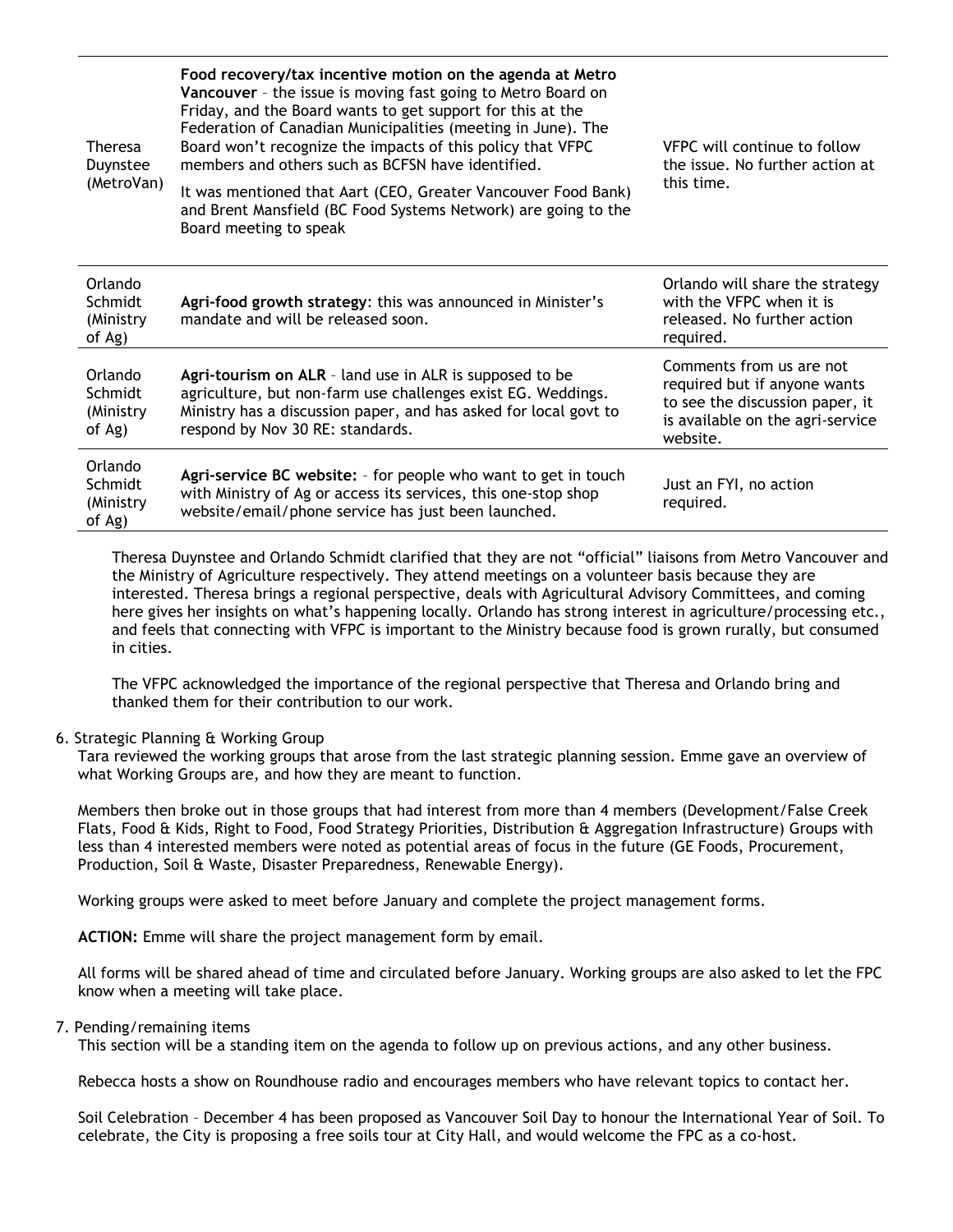| | | |
|---|---|---|
| Theresa Duynstee (MetroVan) | **Food recovery/tax incentive motion on the agenda at Metro Vancouver** – the issue is moving fast going to Metro Board on Friday, and the Board wants to get support for this at the Federation of Canadian Municipalities (meeting in June). The Board won't recognize the impacts of this policy that VFPC members and others such as BCFSN have identified.<br><br>It was mentioned that Aart (CEO, Greater Vancouver Food Bank) and Brent Mansfield (BC Food Systems Network) are going to the Board meeting to speak | VFPC will continue to follow the issue. No further action at this time. |
| Orlando Schmidt (Ministry of Ag) | **Agri-food growth strategy**: this was announced in Minister's mandate and will be released soon. | Orlando will share the strategy with the VFPC when it is released. No further action required. |
| Orlando Schmidt (Ministry of Ag) | **Agri-tourism on ALR** – land use in ALR is supposed to be agriculture, but non-farm use challenges exist EG. Weddings. Ministry has a discussion paper, and has asked for local govt to respond by Nov 30 RE: standards. | Comments from us are not required but if anyone wants to see the discussion paper, it is available on the agri-service website. |
| Orlando Schmidt (Ministry of Ag) | **Agri-service BC website:** – for people who want to get in touch with Ministry of Ag or access its services, this one-stop shop website/email/phone service has just been launched. | Just an FYI, no action required. |

Theresa Duynstee and Orlando Schmidt clarified that they are not "official" liaisons from Metro Vancouver and the Ministry of Agriculture respectively. They attend meetings on a volunteer basis because they are interested. Theresa brings a regional perspective, deals with Agricultural Advisory Committees, and coming here gives her insights on what's happening locally. Orlando has strong interest in agriculture/processing etc., and feels that connecting with VFPC is important to the Ministry because food is grown rurally, but consumed in cities.

The VFPC acknowledged the importance of the regional perspective that Theresa and Orlando bring and thanked them for their contribution to our work.

6. Strategic Planning & Working Group

Tara reviewed the working groups that arose from the last strategic planning session. Emme gave an overview of what Working Groups are, and how they are meant to function.

Members then broke out in those groups that had interest from more than 4 members (Development/False Creek Flats, Food & Kids, Right to Food, Food Strategy Priorities, Distribution & Aggregation Infrastructure) Groups with less than 4 interested members were noted as potential areas of focus in the future (GE Foods, Procurement, Production, Soil & Waste, Disaster Preparedness, Renewable Energy).

Working groups were asked to meet before January and complete the project management forms.

**ACTION:** Emme will share the project management form by email.

All forms will be shared ahead of time and circulated before January. Working groups are also asked to let the FPC know when a meeting will take place.

7. Pending/remaining items

This section will be a standing item on the agenda to follow up on previous actions, and any other business.

Rebecca hosts a show on Roundhouse radio and encourages members who have relevant topics to contact her.

Soil Celebration – December 4 has been proposed as Vancouver Soil Day to honour the International Year of Soil. To celebrate, the City is proposing a free soils tour at City Hall, and would welcome the FPC as a co-host.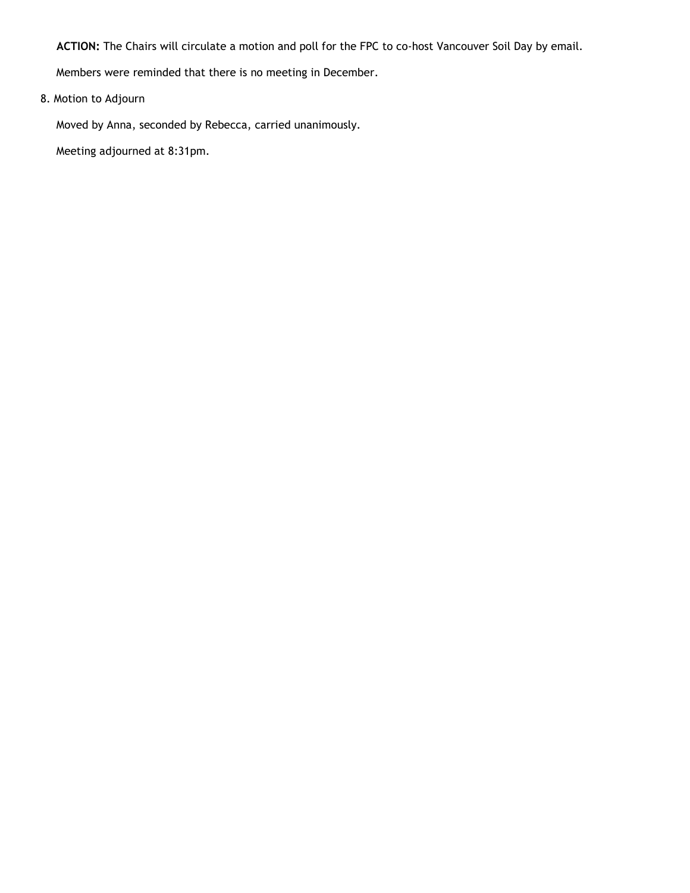**ACTION:** The Chairs will circulate a motion and poll for the FPC to co-host Vancouver Soil Day by email.

Members were reminded that there is no meeting in December.

8. Motion to Adjourn

   Moved by Anna, seconded by Rebecca, carried unanimously.

   Meeting adjourned at 8:31pm.